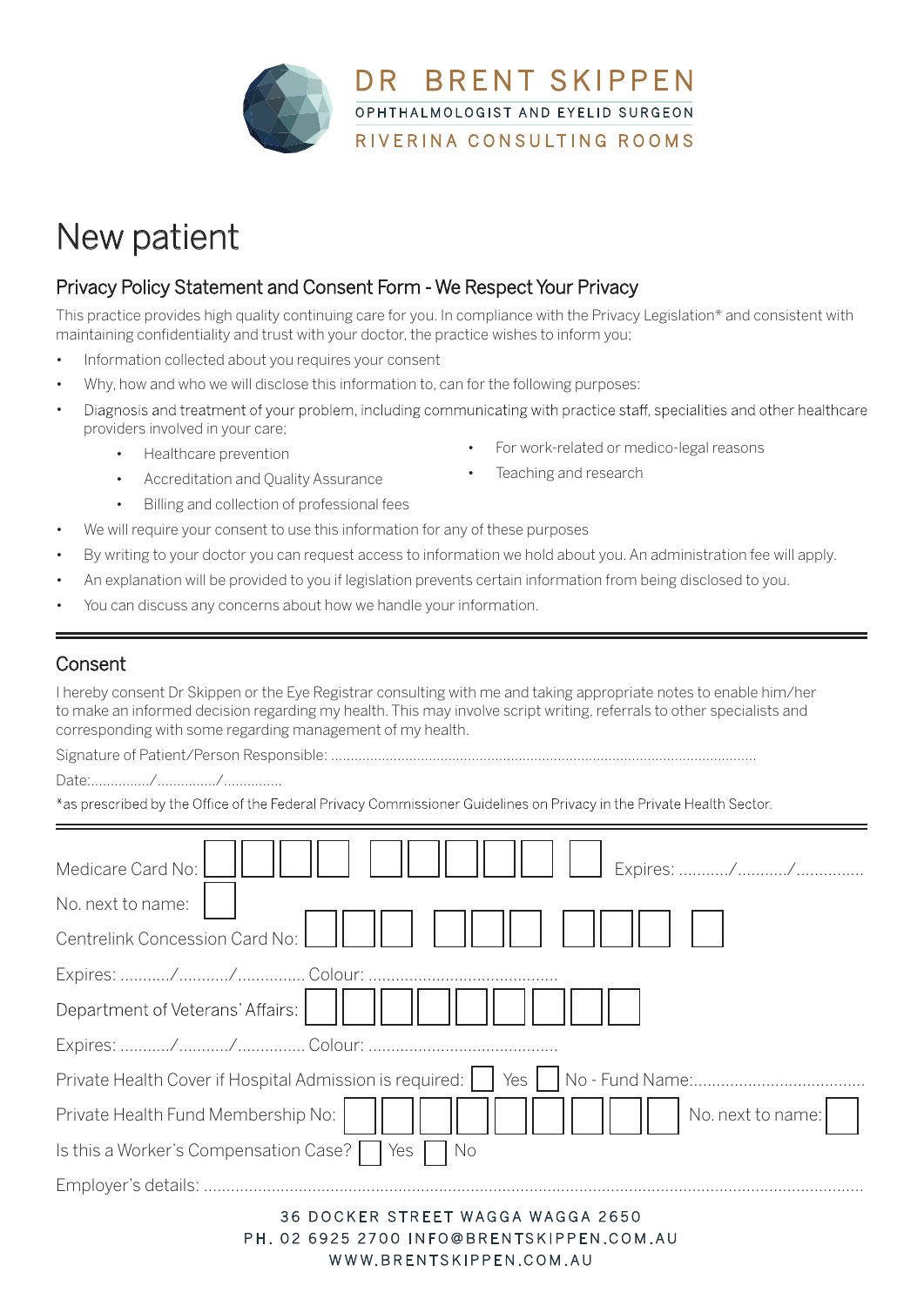DR BRENT SKIPPEN
OPHTHALMOLOGIST AND EYELID SURGEON
RIVERINA CONSULTING ROOMS

# New patient

## Privacy Policy Statement and Consent Form - We Respect Your Privacy

This practice provides high quality continuing care for you. In compliance with the Privacy Legislation* and consistent with maintaining confidentiality and trust with your doctor, the practice wishes to inform you;

- Information collected about you requires your consent
- Why, how and who we will disclose this information to, can for the following purposes:
- Diagnosis and treatment of your problem, including communicating with practice staff, specialities and other healthcare providers involved in your care;
  - Healthcare prevention
  - Accreditation and Quality Assurance
  - Billing and collection of professional fees
  - For work-related or medico-legal reasons
  - Teaching and research
- We will require your consent to use this information for any of these purposes
- By writing to your doctor you can request access to information we hold about you. An administration fee will apply.
- An explanation will be provided to you if legislation prevents certain information from being disclosed to you.
- You can discuss any concerns about how we handle your information.

---

## Consent

I hereby consent Dr Skippen or the Eye Registrar consulting with me and taking appropriate notes to enable him/her to make an informed decision regarding my health. This may involve script writing, referrals to other specialists and corresponding with some regarding management of my health.

Signature of Patient/Person Responsible: ..........................................................................................................

Date:.............../.............../..............

*as prescribed by the Office of the Federal Privacy Commissioner Guidelines on Privacy in the Private Health Sector.

---

Medicare Card No: ☐☐☐☐ ☐☐☐☐☐ ☐ Expires: .........../.........../..............

No. next to name: ☐

Centrelink Concession Card No: ☐☐☐ ☐☐☐ ☐☐☐ ☐

Expires: .........../.........../.............. Colour: .........................................

Department of Veterans' Affairs: ☐☐☐☐☐☐☐☐☐

Expires: .........../.........../.............. Colour: .........................................

Private Health Cover if Hospital Admission is required: ☐ Yes ☐ No - Fund Name:......................................

Private Health Fund Membership No: ☐☐☐☐☐☐☐☐☐ No. next to name: ☐

Is this a Worker's Compensation Case? ☐ Yes ☐ No

Employer's details: ..............................................................................................................................................

36 DOCKER STREET WAGGA WAGGA 2650
PH. 02 6925 2700 INFO@BRENTSKIPPEN.COM.AU
WWW.BRENTSKIPPEN.COM.AU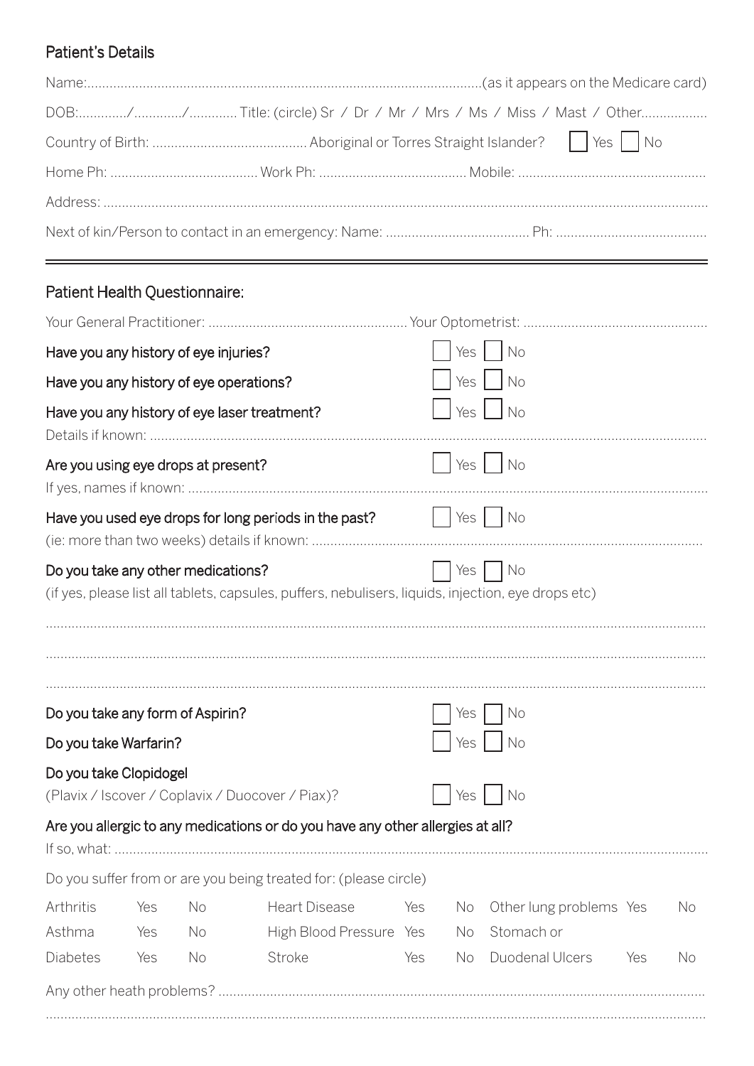## Patient's Details

Name:..........................................................................................................(as it appears on the Medicare card)

DOB:............./............./............. Title: (circle) Sr / Dr / Mr / Mrs / Ms / Miss / Mast / Other..................

Country of Birth: .......................................... Aboriginal or Torres Straight Islander? ☐ Yes ☐ No

Home Ph: ........................................ Work Ph: ........................................ Mobile: ..................................................

Address: .................................................................................................................................................................

Next of kin/Person to contact in an emergency: Name: ....................................... Ph: .........................................

---

## Patient Health Questionnaire:

Your General Practitioner: ...................................................... Your Optometrist: .................................................

**Have you any history of eye injuries?** ☐ Yes ☐ No

**Have you any history of eye operations?** ☐ Yes ☐ No

**Have you any history of eye laser treatment?** ☐ Yes ☐ No

Details if known: .....................................................................................................................................................

**Are you using eye drops at present?** ☐ Yes ☐ No

If yes, names if known: ...........................................................................................................................................

**Have you used eye drops for long periods in the past?** ☐ Yes ☐ No

(ie: more than two weeks) details if known: ...........................................................................................................

**Do you take any other medications?** ☐ Yes ☐ No

(if yes, please list all tablets, capsules, puffers, nebulisers, liquids, injection, eye drops etc)

.................................................................................................................................................................................

.................................................................................................................................................................................

.................................................................................................................................................................................

**Do you take any form of Aspirin?** ☐ Yes ☐ No

**Do you take Warfarin?** ☐ Yes ☐ No

**Do you take Clopidogel**

(Plavix / Iscover / Coplavix / Duocover / Piax)? ☐ Yes ☐ No

**Are you allergic to any medications or do you have any other allergies at all?**

If so, what: ..............................................................................................................................................................

Do you suffer from or are you being treated for: (please circle)

| | | | | | | | | |
|---|---|---|---|---|---|---|---|---|
| Arthritis | Yes | No | Heart Disease | Yes | No | Other lung problems | Yes | No |
| Asthma | Yes | No | High Blood Pressure | Yes | No | Stomach or | | |
| Diabetes | Yes | No | Stroke | Yes | No | Duodenal Ulcers | Yes | No |

Any other heath problems? ...................................................................................................................................

.................................................................................................................................................................................